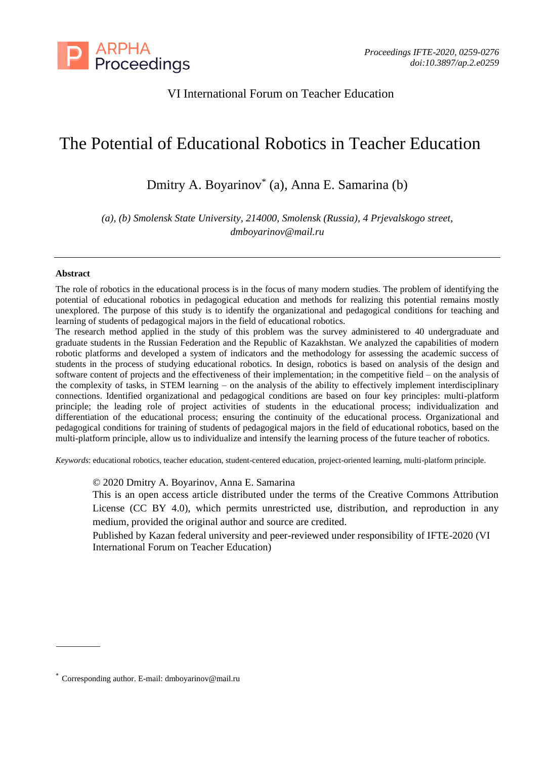VI International Forum on Teacher Education

# The Potential of Educational Robotics in Teacher Education

Dmitry A. Boyarinov* (a), Anna E. Samarina (b)

*(a), (b) Smolensk State University, 214000, Smolensk (Russia), 4 Prjevalskogo street, dmboyarinov@mail.ru*

---

**Abstract**

The role of robotics in the educational process is in the focus of many modern studies. The problem of identifying the potential of educational robotics in pedagogical education and methods for realizing this potential remains mostly unexplored. The purpose of this study is to identify the organizational and pedagogical conditions for teaching and learning of students of pedagogical majors in the field of educational robotics.

The research method applied in the study of this problem was the survey administered to 40 undergraduate and graduate students in the Russian Federation and the Republic of Kazakhstan. We analyzed the capabilities of modern robotic platforms and developed a system of indicators and the methodology for assessing the academic success of students in the process of studying educational robotics. In design, robotics is based on analysis of the design and software content of projects and the effectiveness of their implementation; in the competitive field – on the analysis of the complexity of tasks, in STEM learning – on the analysis of the ability to effectively implement interdisciplinary connections. Identified organizational and pedagogical conditions are based on four key principles: multi-platform principle; the leading role of project activities of students in the educational process; individualization and differentiation of the educational process; ensuring the continuity of the educational process. Organizational and pedagogical conditions for training of students of pedagogical majors in the field of educational robotics, based on the multi-platform principle, allow us to individualize and intensify the learning process of the future teacher of robotics.

*Keywords*: educational robotics, teacher education, student-centered education, project-oriented learning, multi-platform principle.

© 2020 Dmitry A. Boyarinov, Anna E. Samarina
This is an open access article distributed under the terms of the Creative Commons Attribution License (CC BY 4.0), which permits unrestricted use, distribution, and reproduction in any medium, provided the original author and source are credited.
Published by Kazan federal university and peer-reviewed under responsibility of IFTE-2020 (VI International Forum on Teacher Education)

---

* Corresponding author. E-mail: dmboyarinov@mail.ru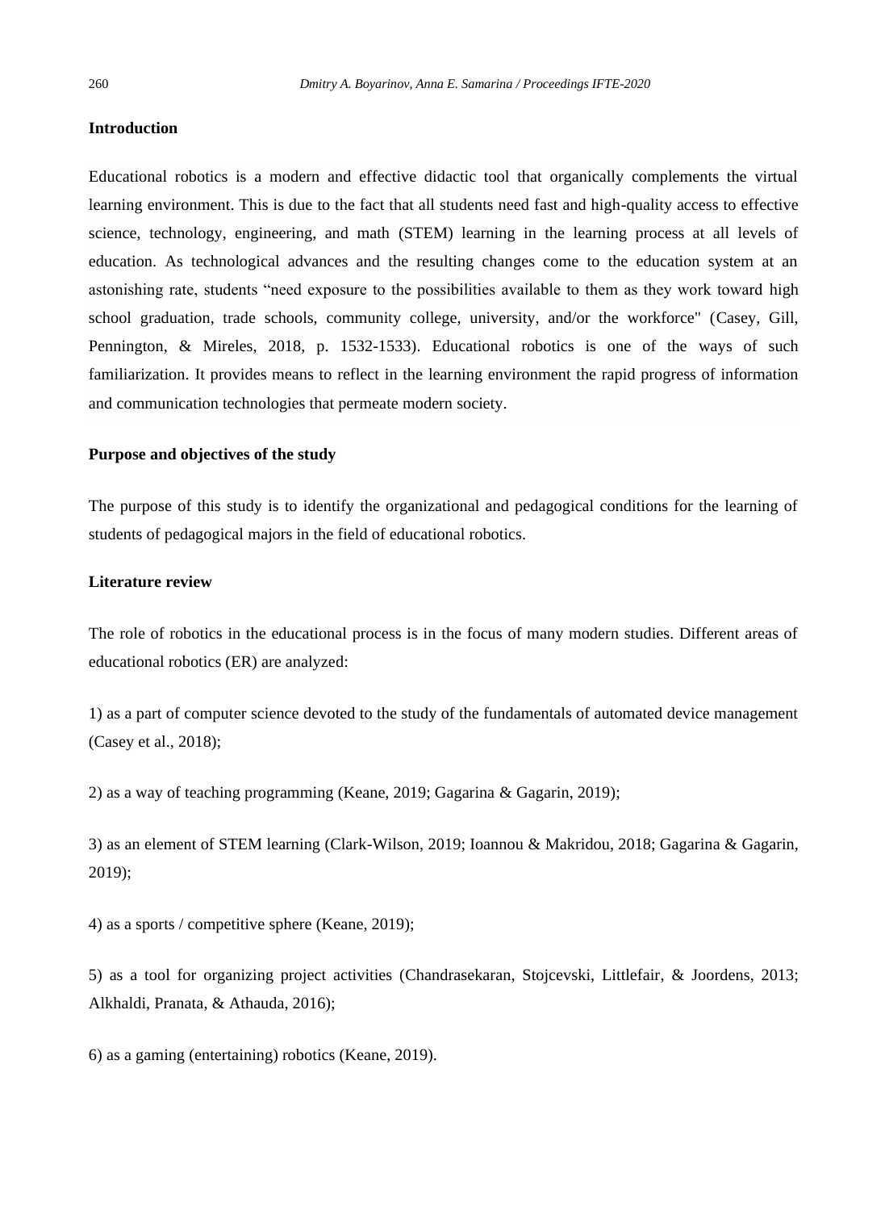## Introduction

Educational robotics is a modern and effective didactic tool that organically complements the virtual learning environment. This is due to the fact that all students need fast and high-quality access to effective science, technology, engineering, and math (STEM) learning in the learning process at all levels of education. As technological advances and the resulting changes come to the education system at an astonishing rate, students "need exposure to the possibilities available to them as they work toward high school graduation, trade schools, community college, university, and/or the workforce" (Casey, Gill, Pennington, & Mireles, 2018, p. 1532-1533). Educational robotics is one of the ways of such familiarization. It provides means to reflect in the learning environment the rapid progress of information and communication technologies that permeate modern society.

## Purpose and objectives of the study

The purpose of this study is to identify the organizational and pedagogical conditions for the learning of students of pedagogical majors in the field of educational robotics.

## Literature review

The role of robotics in the educational process is in the focus of many modern studies. Different areas of educational robotics (ER) are analyzed:

1) as a part of computer science devoted to the study of the fundamentals of automated device management (Casey et al., 2018);

2) as a way of teaching programming (Keane, 2019; Gagarina & Gagarin, 2019);

3) as an element of STEM learning (Clark-Wilson, 2019; Ioannou & Makridou, 2018; Gagarina & Gagarin, 2019);

4) as a sports / competitive sphere (Keane, 2019);

5) as a tool for organizing project activities (Chandrasekaran, Stojcevski, Littlefair, & Joordens, 2013; Alkhaldi, Pranata, & Athauda, 2016);

6) as a gaming (entertaining) robotics (Keane, 2019).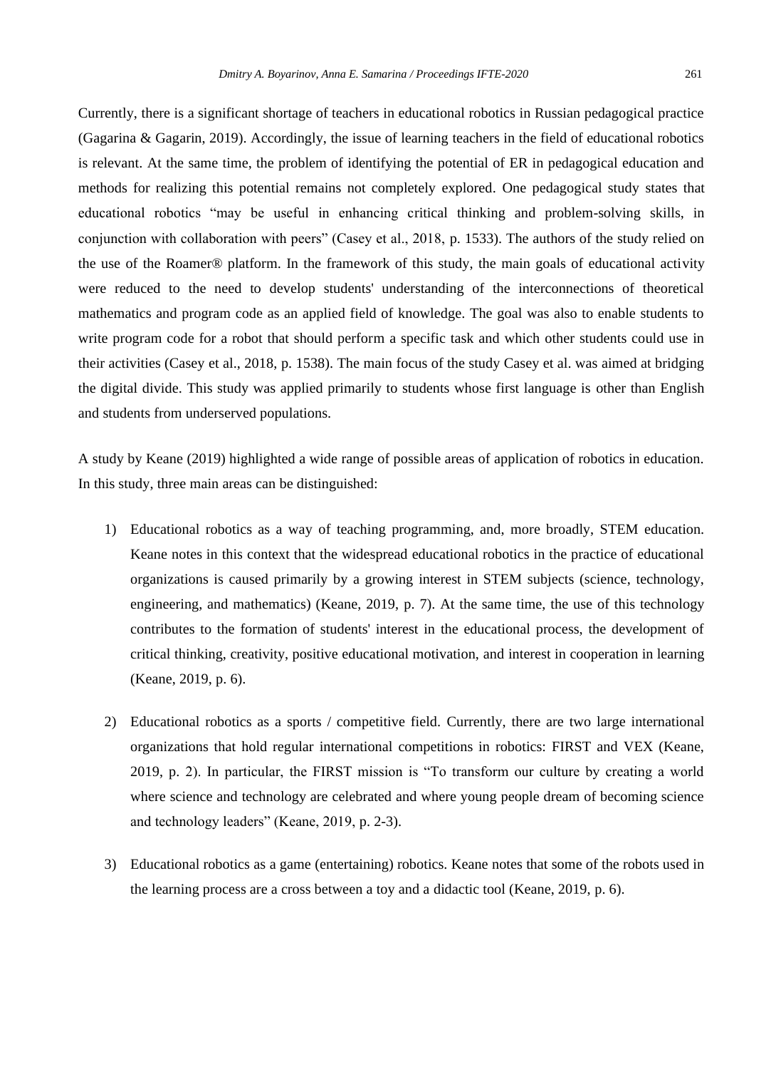Currently, there is a significant shortage of teachers in educational robotics in Russian pedagogical practice (Gagarina & Gagarin, 2019). Accordingly, the issue of learning teachers in the field of educational robotics is relevant. At the same time, the problem of identifying the potential of ER in pedagogical education and methods for realizing this potential remains not completely explored. One pedagogical study states that educational robotics "may be useful in enhancing critical thinking and problem-solving skills, in conjunction with collaboration with peers" (Casey et al., 2018, p. 1533). The authors of the study relied on the use of the Roamer® platform. In the framework of this study, the main goals of educational activity were reduced to the need to develop students' understanding of the interconnections of theoretical mathematics and program code as an applied field of knowledge. The goal was also to enable students to write program code for a robot that should perform a specific task and which other students could use in their activities (Casey et al., 2018, p. 1538). The main focus of the study Casey et al. was aimed at bridging the digital divide. This study was applied primarily to students whose first language is other than English and students from underserved populations.

A study by Keane (2019) highlighted a wide range of possible areas of application of robotics in education. In this study, three main areas can be distinguished:

1) Educational robotics as a way of teaching programming, and, more broadly, STEM education. Keane notes in this context that the widespread educational robotics in the practice of educational organizations is caused primarily by a growing interest in STEM subjects (science, technology, engineering, and mathematics) (Keane, 2019, p. 7). At the same time, the use of this technology contributes to the formation of students' interest in the educational process, the development of critical thinking, creativity, positive educational motivation, and interest in cooperation in learning (Keane, 2019, p. 6).

2) Educational robotics as a sports / competitive field. Currently, there are two large international organizations that hold regular international competitions in robotics: FIRST and VEX (Keane, 2019, p. 2). In particular, the FIRST mission is "To transform our culture by creating a world where science and technology are celebrated and where young people dream of becoming science and technology leaders" (Keane, 2019, p. 2-3).

3) Educational robotics as a game (entertaining) robotics. Keane notes that some of the robots used in the learning process are a cross between a toy and a didactic tool (Keane, 2019, p. 6).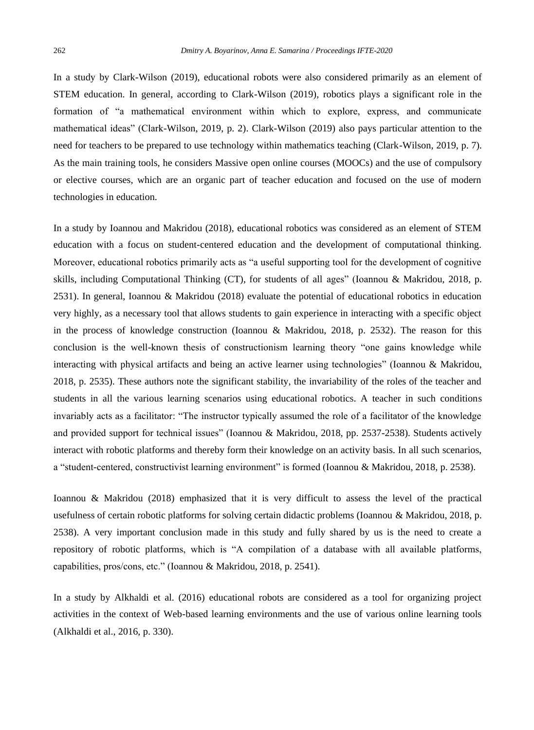In a study by Clark-Wilson (2019), educational robots were also considered primarily as an element of STEM education. In general, according to Clark-Wilson (2019), robotics plays a significant role in the formation of "a mathematical environment within which to explore, express, and communicate mathematical ideas" (Clark-Wilson, 2019, p. 2). Clark-Wilson (2019) also pays particular attention to the need for teachers to be prepared to use technology within mathematics teaching (Clark-Wilson, 2019, p. 7). As the main training tools, he considers Massive open online courses (MOOCs) and the use of compulsory or elective courses, which are an organic part of teacher education and focused on the use of modern technologies in education.

In a study by Ioannou and Makridou (2018), educational robotics was considered as an element of STEM education with a focus on student-centered education and the development of computational thinking. Moreover, educational robotics primarily acts as "a useful supporting tool for the development of cognitive skills, including Computational Thinking (CT), for students of all ages" (Ioannou & Makridou, 2018, p. 2531). In general, Ioannou & Makridou (2018) evaluate the potential of educational robotics in education very highly, as a necessary tool that allows students to gain experience in interacting with a specific object in the process of knowledge construction (Ioannou & Makridou, 2018, p. 2532). The reason for this conclusion is the well-known thesis of constructionism learning theory "one gains knowledge while interacting with physical artifacts and being an active learner using technologies" (Ioannou & Makridou, 2018, p. 2535). These authors note the significant stability, the invariability of the roles of the teacher and students in all the various learning scenarios using educational robotics. A teacher in such conditions invariably acts as a facilitator: "The instructor typically assumed the role of a facilitator of the knowledge and provided support for technical issues" (Ioannou & Makridou, 2018, pp. 2537-2538). Students actively interact with robotic platforms and thereby form their knowledge on an activity basis. In all such scenarios, a "student-centered, constructivist learning environment" is formed (Ioannou & Makridou, 2018, p. 2538).

Ioannou & Makridou (2018) emphasized that it is very difficult to assess the level of the practical usefulness of certain robotic platforms for solving certain didactic problems (Ioannou & Makridou, 2018, p. 2538). A very important conclusion made in this study and fully shared by us is the need to create a repository of robotic platforms, which is "A compilation of a database with all available platforms, capabilities, pros/cons, etc." (Ioannou & Makridou, 2018, p. 2541).

In a study by Alkhaldi et al. (2016) educational robots are considered as a tool for organizing project activities in the context of Web-based learning environments and the use of various online learning tools (Alkhaldi et al., 2016, p. 330).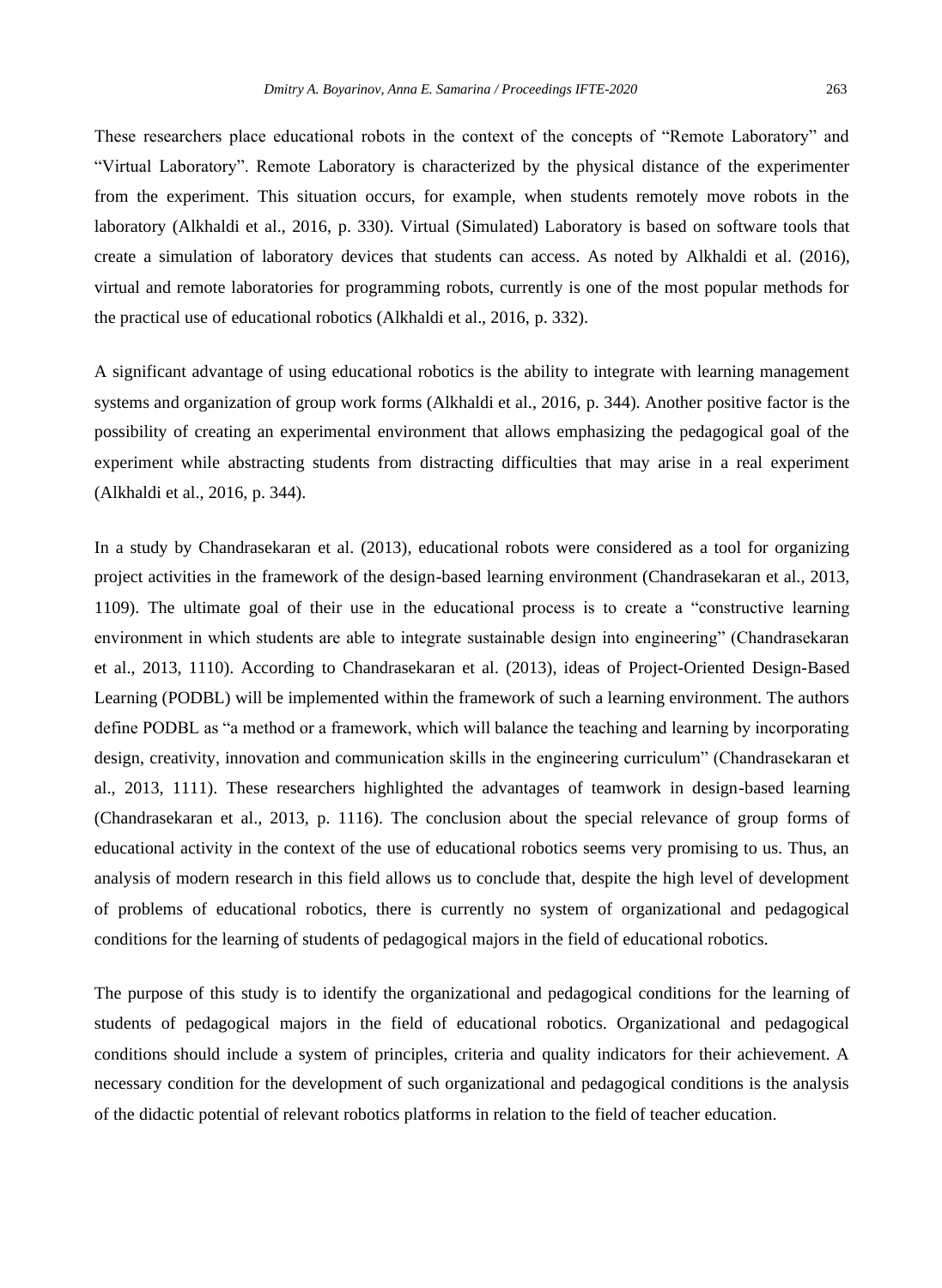These researchers place educational robots in the context of the concepts of "Remote Laboratory" and "Virtual Laboratory". Remote Laboratory is characterized by the physical distance of the experimenter from the experiment. This situation occurs, for example, when students remotely move robots in the laboratory (Alkhaldi et al., 2016, p. 330). Virtual (Simulated) Laboratory is based on software tools that create a simulation of laboratory devices that students can access. As noted by Alkhaldi et al. (2016), virtual and remote laboratories for programming robots, currently is one of the most popular methods for the practical use of educational robotics (Alkhaldi et al., 2016, p. 332).

A significant advantage of using educational robotics is the ability to integrate with learning management systems and organization of group work forms (Alkhaldi et al., 2016, p. 344). Another positive factor is the possibility of creating an experimental environment that allows emphasizing the pedagogical goal of the experiment while abstracting students from distracting difficulties that may arise in a real experiment (Alkhaldi et al., 2016, p. 344).

In a study by Chandrasekaran et al. (2013), educational robots were considered as a tool for organizing project activities in the framework of the design-based learning environment (Chandrasekaran et al., 2013, 1109). The ultimate goal of their use in the educational process is to create a "constructive learning environment in which students are able to integrate sustainable design into engineering" (Chandrasekaran et al., 2013, 1110). According to Chandrasekaran et al. (2013), ideas of Project-Oriented Design-Based Learning (PODBL) will be implemented within the framework of such a learning environment. The authors define PODBL as "a method or a framework, which will balance the teaching and learning by incorporating design, creativity, innovation and communication skills in the engineering curriculum" (Chandrasekaran et al., 2013, 1111). These researchers highlighted the advantages of teamwork in design-based learning (Chandrasekaran et al., 2013, p. 1116). The conclusion about the special relevance of group forms of educational activity in the context of the use of educational robotics seems very promising to us. Thus, an analysis of modern research in this field allows us to conclude that, despite the high level of development of problems of educational robotics, there is currently no system of organizational and pedagogical conditions for the learning of students of pedagogical majors in the field of educational robotics.

The purpose of this study is to identify the organizational and pedagogical conditions for the learning of students of pedagogical majors in the field of educational robotics. Organizational and pedagogical conditions should include a system of principles, criteria and quality indicators for their achievement. A necessary condition for the development of such organizational and pedagogical conditions is the analysis of the didactic potential of relevant robotics platforms in relation to the field of teacher education.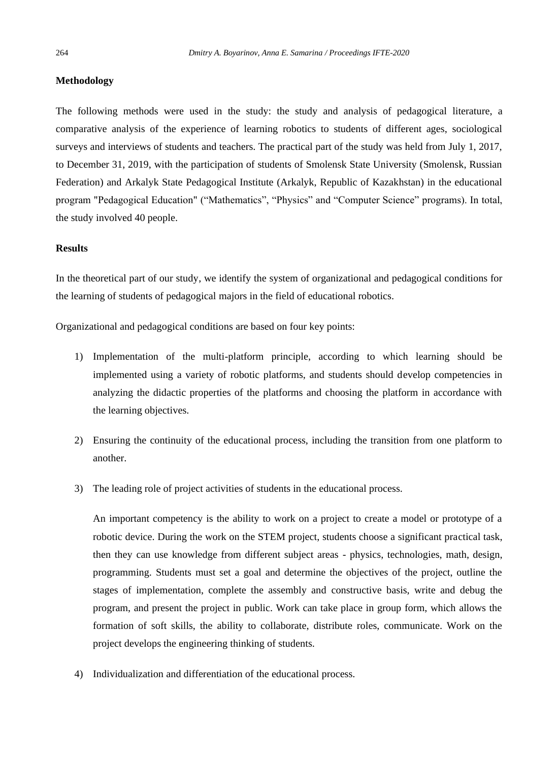**Methodology**

The following methods were used in the study: the study and analysis of pedagogical literature, a comparative analysis of the experience of learning robotics to students of different ages, sociological surveys and interviews of students and teachers. The practical part of the study was held from July 1, 2017, to December 31, 2019, with the participation of students of Smolensk State University (Smolensk, Russian Federation) and Arkalyk State Pedagogical Institute (Arkalyk, Republic of Kazakhstan) in the educational program "Pedagogical Education" ("Mathematics", "Physics" and "Computer Science" programs). In total, the study involved 40 people.

**Results**

In the theoretical part of our study, we identify the system of organizational and pedagogical conditions for the learning of students of pedagogical majors in the field of educational robotics.

Organizational and pedagogical conditions are based on four key points:

1) Implementation of the multi-platform principle, according to which learning should be implemented using a variety of robotic platforms, and students should develop competencies in analyzing the didactic properties of the platforms and choosing the platform in accordance with the learning objectives.

2) Ensuring the continuity of the educational process, including the transition from one platform to another.

3) The leading role of project activities of students in the educational process.

   An important competency is the ability to work on a project to create a model or prototype of a robotic device. During the work on the STEM project, students choose a significant practical task, then they can use knowledge from different subject areas - physics, technologies, math, design, programming. Students must set a goal and determine the objectives of the project, outline the stages of implementation, complete the assembly and constructive basis, write and debug the program, and present the project in public. Work can take place in group form, which allows the formation of soft skills, the ability to collaborate, distribute roles, communicate. Work on the project develops the engineering thinking of students.

4) Individualization and differentiation of the educational process.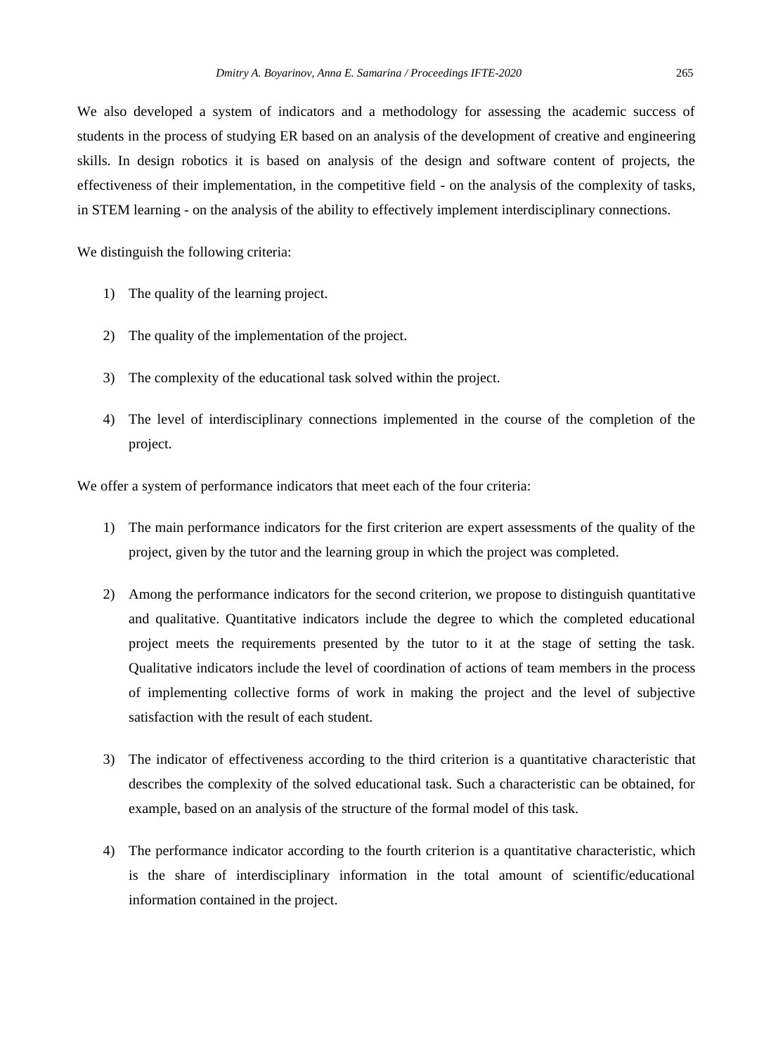We also developed a system of indicators and a methodology for assessing the academic success of students in the process of studying ER based on an analysis of the development of creative and engineering skills. In design robotics it is based on analysis of the design and software content of projects, the effectiveness of their implementation, in the competitive field - on the analysis of the complexity of tasks, in STEM learning - on the analysis of the ability to effectively implement interdisciplinary connections.

We distinguish the following criteria:

1) The quality of the learning project.

2) The quality of the implementation of the project.

3) The complexity of the educational task solved within the project.

4) The level of interdisciplinary connections implemented in the course of the completion of the project.

We offer a system of performance indicators that meet each of the four criteria:

1) The main performance indicators for the first criterion are expert assessments of the quality of the project, given by the tutor and the learning group in which the project was completed.

2) Among the performance indicators for the second criterion, we propose to distinguish quantitative and qualitative. Quantitative indicators include the degree to which the completed educational project meets the requirements presented by the tutor to it at the stage of setting the task. Qualitative indicators include the level of coordination of actions of team members in the process of implementing collective forms of work in making the project and the level of subjective satisfaction with the result of each student.

3) The indicator of effectiveness according to the third criterion is a quantitative characteristic that describes the complexity of the solved educational task. Such a characteristic can be obtained, for example, based on an analysis of the structure of the formal model of this task.

4) The performance indicator according to the fourth criterion is a quantitative characteristic, which is the share of interdisciplinary information in the total amount of scientific/educational information contained in the project.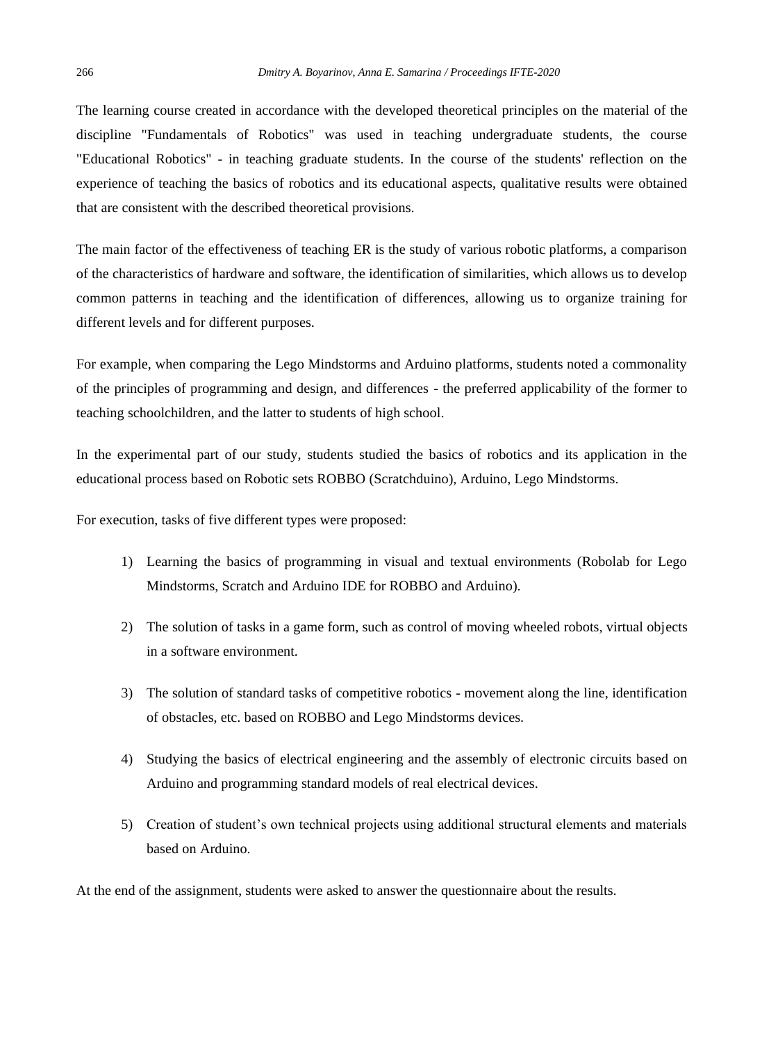The learning course created in accordance with the developed theoretical principles on the material of the discipline "Fundamentals of Robotics" was used in teaching undergraduate students, the course "Educational Robotics" - in teaching graduate students. In the course of the students' reflection on the experience of teaching the basics of robotics and its educational aspects, qualitative results were obtained that are consistent with the described theoretical provisions.

The main factor of the effectiveness of teaching ER is the study of various robotic platforms, a comparison of the characteristics of hardware and software, the identification of similarities, which allows us to develop common patterns in teaching and the identification of differences, allowing us to organize training for different levels and for different purposes.

For example, when comparing the Lego Mindstorms and Arduino platforms, students noted a commonality of the principles of programming and design, and differences - the preferred applicability of the former to teaching schoolchildren, and the latter to students of high school.

In the experimental part of our study, students studied the basics of robotics and its application in the educational process based on Robotic sets ROBBO (Scratchduino), Arduino, Lego Mindstorms.

For execution, tasks of five different types were proposed:

1) Learning the basics of programming in visual and textual environments (Robolab for Lego Mindstorms, Scratch and Arduino IDE for ROBBO and Arduino).
2) The solution of tasks in a game form, such as control of moving wheeled robots, virtual objects in a software environment.
3) The solution of standard tasks of competitive robotics - movement along the line, identification of obstacles, etc. based on ROBBO and Lego Mindstorms devices.
4) Studying the basics of electrical engineering and the assembly of electronic circuits based on Arduino and programming standard models of real electrical devices.
5) Creation of student's own technical projects using additional structural elements and materials based on Arduino.

At the end of the assignment, students were asked to answer the questionnaire about the results.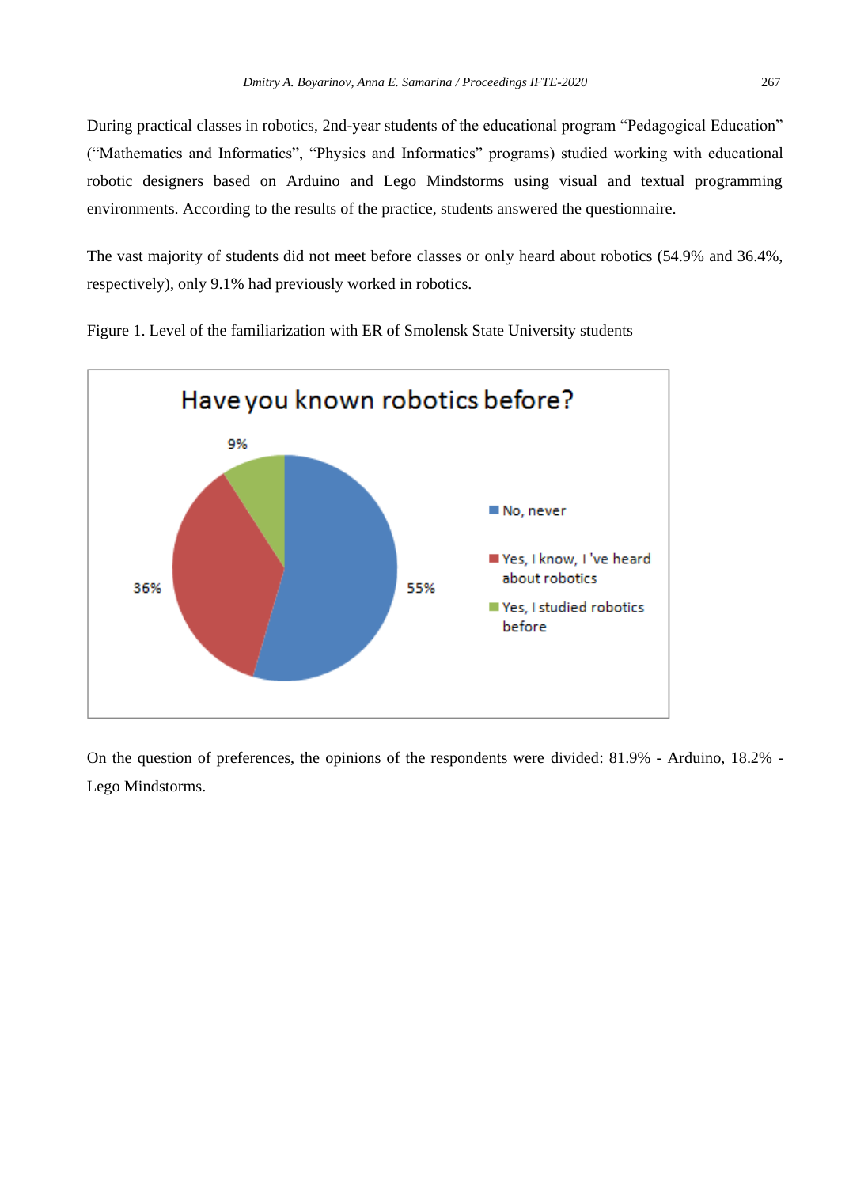During practical classes in robotics, 2nd-year students of the educational program “Pedagogical Education” (“Mathematics and Informatics”, “Physics and Informatics” programs) studied working with educational robotic designers based on Arduino and Lego Mindstorms using visual and textual programming environments. According to the results of the practice, students answered the questionnaire.

The vast majority of students did not meet before classes or only heard about robotics (54.9% and 36.4%, respectively), only 9.1% had previously worked in robotics.

Figure 1. Level of the familiarization with ER of Smolensk State University students

On the question of preferences, the opinions of the respondents were divided: 81.9% - Arduino, 18.2% - Lego Mindstorms.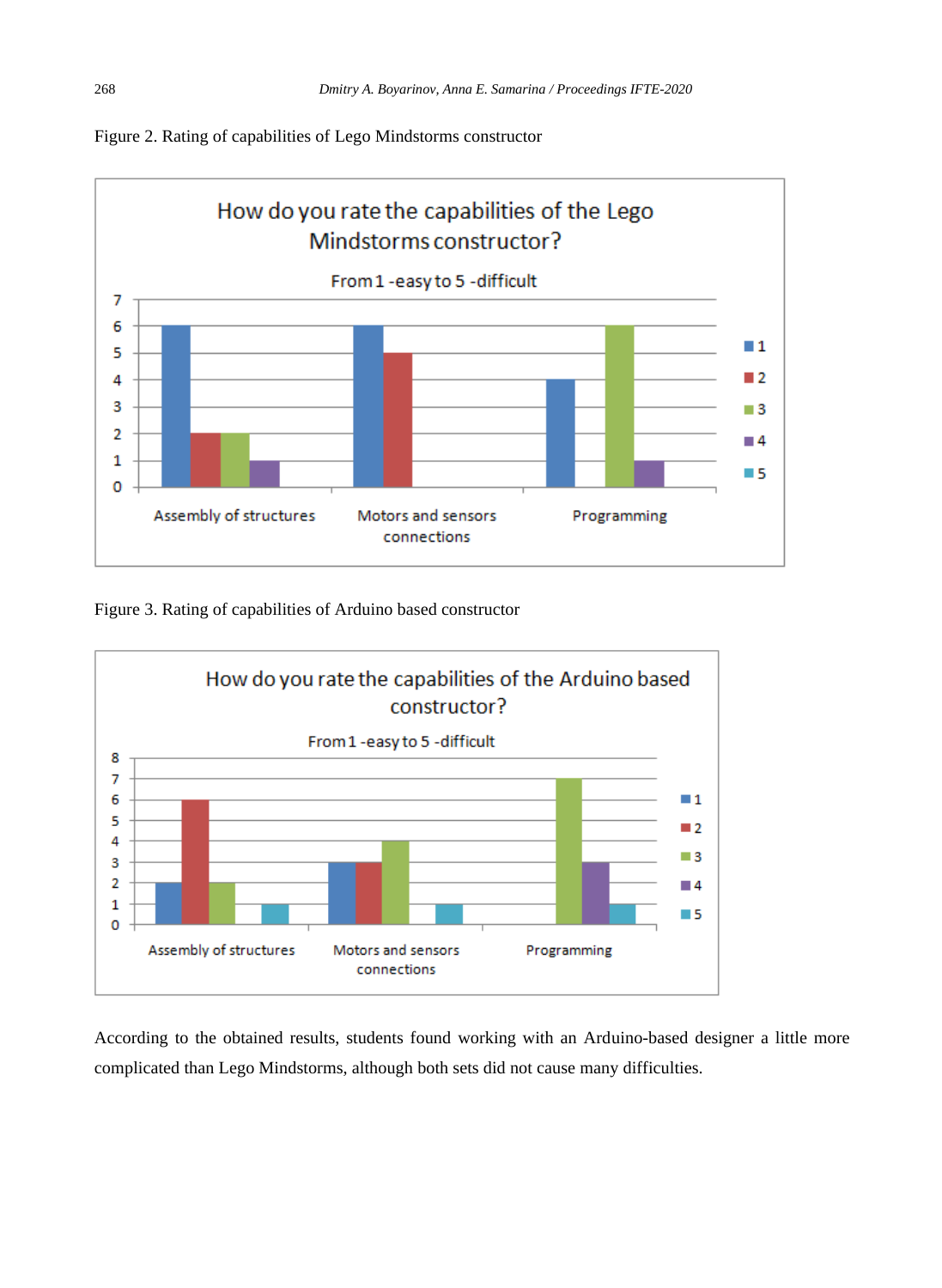Figure 2. Rating of capabilities of Lego Mindstorms constructor

Figure 3. Rating of capabilities of Arduino based constructor

According to the obtained results, students found working with an Arduino-based designer a little more complicated than Lego Mindstorms, although both sets did not cause many difficulties.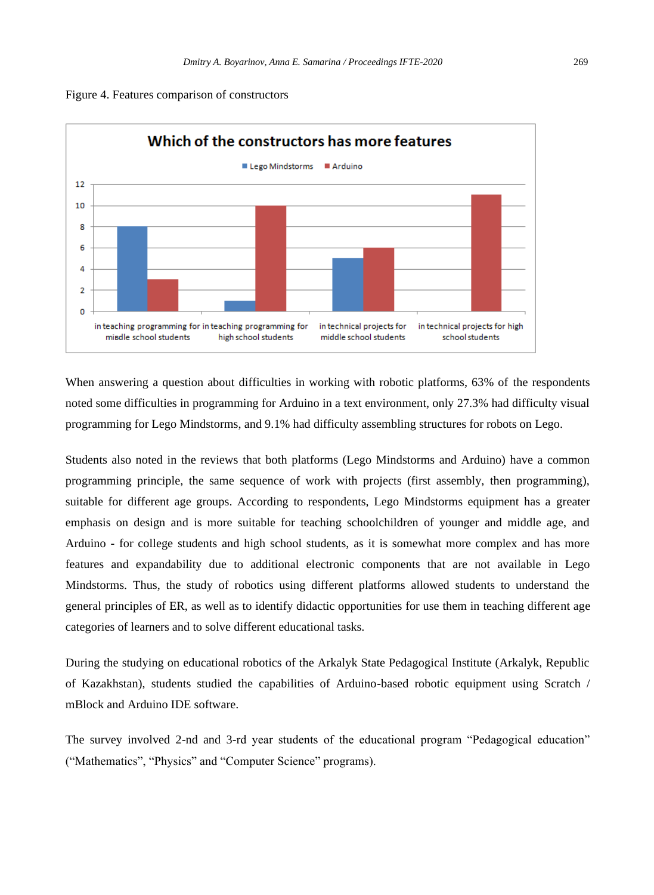Figure 4. Features comparison of constructors

When answering a question about difficulties in working with robotic platforms, 63% of the respondents noted some difficulties in programming for Arduino in a text environment, only 27.3% had difficulty visual programming for Lego Mindstorms, and 9.1% had difficulty assembling structures for robots on Lego.

Students also noted in the reviews that both platforms (Lego Mindstorms and Arduino) have a common programming principle, the same sequence of work with projects (first assembly, then programming), suitable for different age groups. According to respondents, Lego Mindstorms equipment has a greater emphasis on design and is more suitable for teaching schoolchildren of younger and middle age, and Arduino - for college students and high school students, as it is somewhat more complex and has more features and expandability due to additional electronic components that are not available in Lego Mindstorms. Thus, the study of robotics using different platforms allowed students to understand the general principles of ER, as well as to identify didactic opportunities for use them in teaching different age categories of learners and to solve different educational tasks.

During the studying on educational robotics of the Arkalyk State Pedagogical Institute (Arkalyk, Republic of Kazakhstan), students studied the capabilities of Arduino-based robotic equipment using Scratch / mBlock and Arduino IDE software.

The survey involved 2-nd and 3-rd year students of the educational program “Pedagogical education” (“Mathematics”, “Physics” and “Computer Science” programs).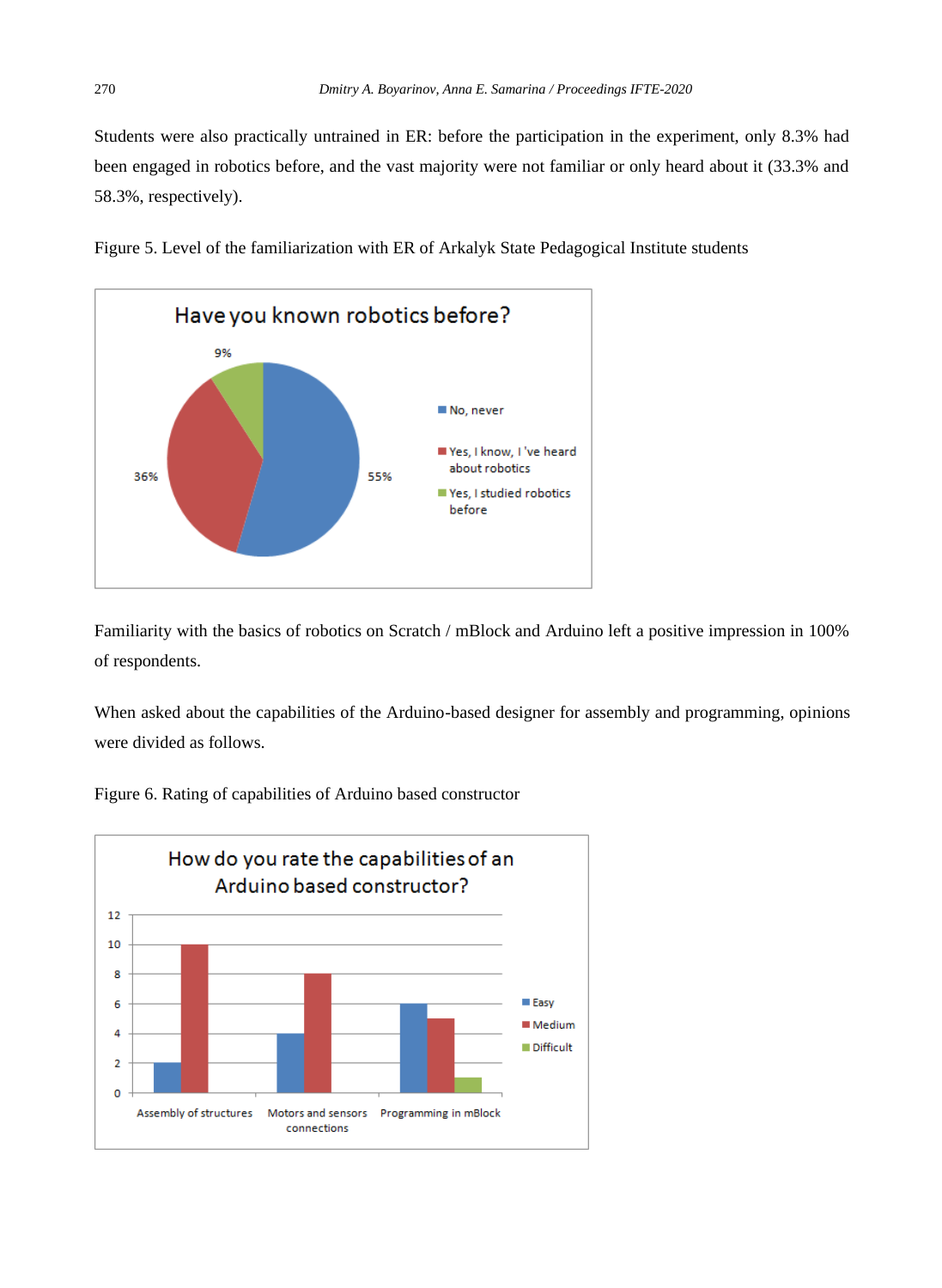Students were also practically untrained in ER: before the participation in the experiment, only 8.3% had been engaged in robotics before, and the vast majority were not familiar or only heard about it (33.3% and 58.3%, respectively).

Figure 5. Level of the familiarization with ER of Arkalyk State Pedagogical Institute students

Familiarity with the basics of robotics on Scratch / mBlock and Arduino left a positive impression in 100% of respondents.

When asked about the capabilities of the Arduino-based designer for assembly and programming, opinions were divided as follows.

Figure 6. Rating of capabilities of Arduino based constructor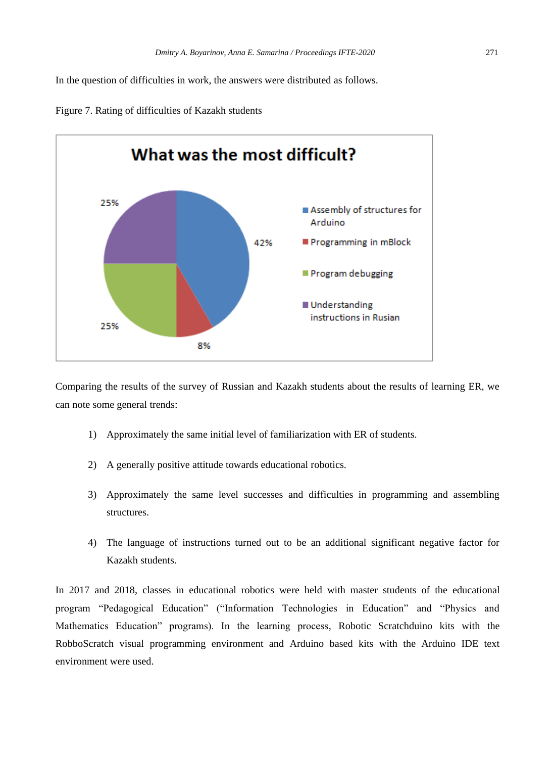In the question of difficulties in work, the answers were distributed as follows.

Figure 7. Rating of difficulties of Kazakh students

Comparing the results of the survey of Russian and Kazakh students about the results of learning ER, we can note some general trends:

1) Approximately the same initial level of familiarization with ER of students.

2) A generally positive attitude towards educational robotics.

3) Approximately the same level successes and difficulties in programming and assembling structures.

4) The language of instructions turned out to be an additional significant negative factor for Kazakh students.

In 2017 and 2018, classes in educational robotics were held with master students of the educational program "Pedagogical Education" ("Information Technologies in Education" and "Physics and Mathematics Education" programs). In the learning process, Robotic Scratchduino kits with the RobboScratch visual programming environment and Arduino based kits with the Arduino IDE text environment were used.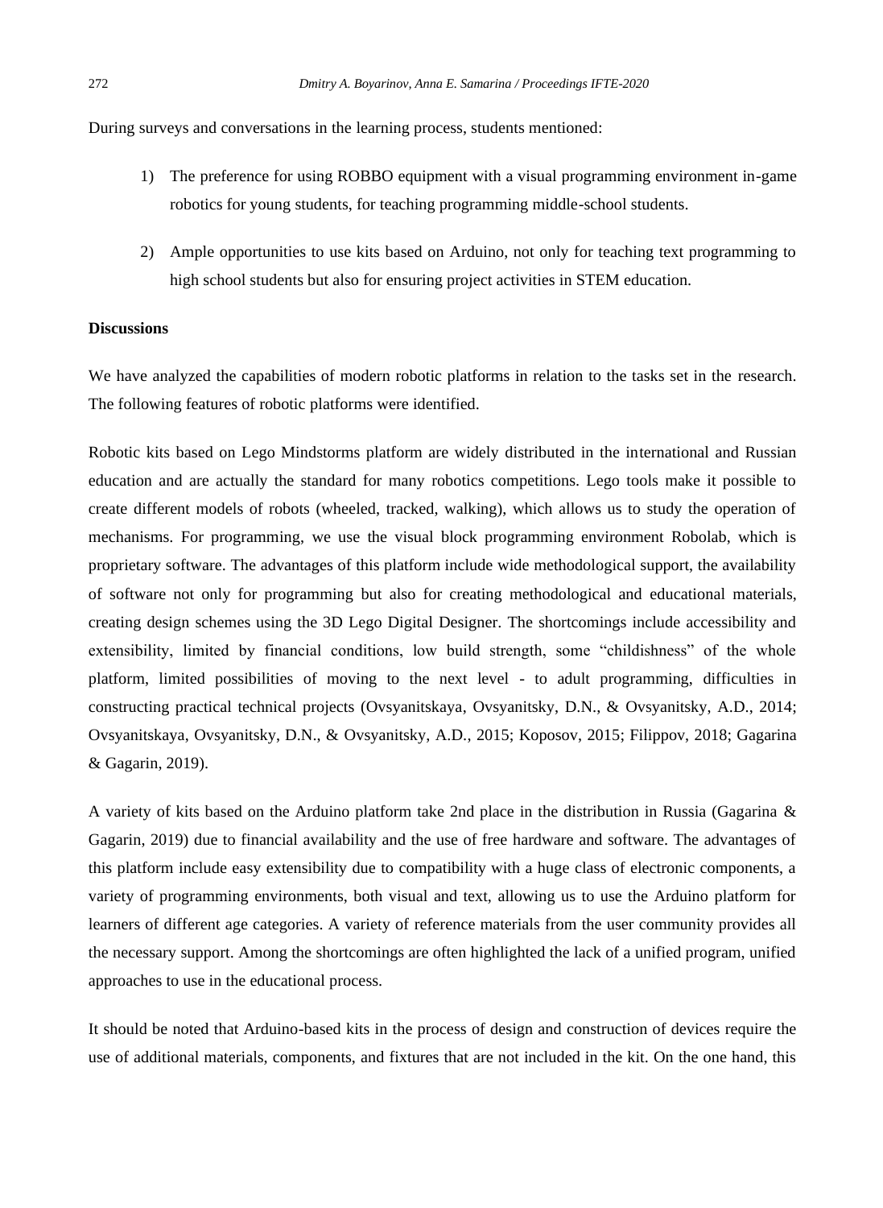During surveys and conversations in the learning process, students mentioned:

1) The preference for using ROBBO equipment with a visual programming environment in-game robotics for young students, for teaching programming middle-school students.

2) Ample opportunities to use kits based on Arduino, not only for teaching text programming to high school students but also for ensuring project activities in STEM education.

**Discussions**

We have analyzed the capabilities of modern robotic platforms in relation to the tasks set in the research. The following features of robotic platforms were identified.

Robotic kits based on Lego Mindstorms platform are widely distributed in the international and Russian education and are actually the standard for many robotics competitions. Lego tools make it possible to create different models of robots (wheeled, tracked, walking), which allows us to study the operation of mechanisms. For programming, we use the visual block programming environment Robolab, which is proprietary software. The advantages of this platform include wide methodological support, the availability of software not only for programming but also for creating methodological and educational materials, creating design schemes using the 3D Lego Digital Designer. The shortcomings include accessibility and extensibility, limited by financial conditions, low build strength, some "childishness" of the whole platform, limited possibilities of moving to the next level - to adult programming, difficulties in constructing practical technical projects (Ovsyanitskaya, Ovsyanitsky, D.N., & Ovsyanitsky, A.D., 2014; Ovsyanitskaya, Ovsyanitsky, D.N., & Ovsyanitsky, A.D., 2015; Koposov, 2015; Filippov, 2018; Gagarina & Gagarin, 2019).

A variety of kits based on the Arduino platform take 2nd place in the distribution in Russia (Gagarina & Gagarin, 2019) due to financial availability and the use of free hardware and software. The advantages of this platform include easy extensibility due to compatibility with a huge class of electronic components, a variety of programming environments, both visual and text, allowing us to use the Arduino platform for learners of different age categories. A variety of reference materials from the user community provides all the necessary support. Among the shortcomings are often highlighted the lack of a unified program, unified approaches to use in the educational process.

It should be noted that Arduino-based kits in the process of design and construction of devices require the use of additional materials, components, and fixtures that are not included in the kit. On the one hand, this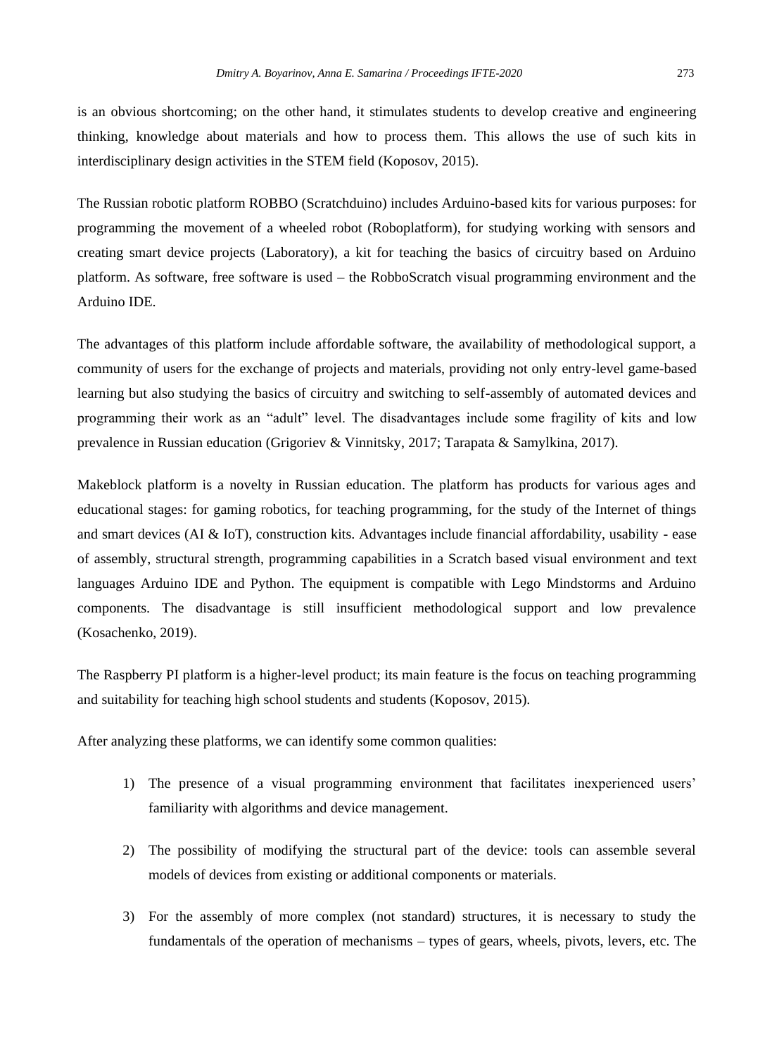is an obvious shortcoming; on the other hand, it stimulates students to develop creative and engineering thinking, knowledge about materials and how to process them. This allows the use of such kits in interdisciplinary design activities in the STEM field (Koposov, 2015).

The Russian robotic platform ROBBO (Scratchduino) includes Arduino-based kits for various purposes: for programming the movement of a wheeled robot (Roboplatform), for studying working with sensors and creating smart device projects (Laboratory), a kit for teaching the basics of circuitry based on Arduino platform. As software, free software is used – the RobboScratch visual programming environment and the Arduino IDE.

The advantages of this platform include affordable software, the availability of methodological support, a community of users for the exchange of projects and materials, providing not only entry-level game-based learning but also studying the basics of circuitry and switching to self-assembly of automated devices and programming their work as an "adult" level. The disadvantages include some fragility of kits and low prevalence in Russian education (Grigoriev & Vinnitsky, 2017; Tarapata & Samylkina, 2017).

Makeblock platform is a novelty in Russian education. The platform has products for various ages and educational stages: for gaming robotics, for teaching programming, for the study of the Internet of things and smart devices (AI & IoT), construction kits. Advantages include financial affordability, usability - ease of assembly, structural strength, programming capabilities in a Scratch based visual environment and text languages Arduino IDE and Python. The equipment is compatible with Lego Mindstorms and Arduino components. The disadvantage is still insufficient methodological support and low prevalence (Kosachenko, 2019).

The Raspberry PI platform is a higher-level product; its main feature is the focus on teaching programming and suitability for teaching high school students and students (Koposov, 2015).

After analyzing these platforms, we can identify some common qualities:

1) The presence of a visual programming environment that facilitates inexperienced users' familiarity with algorithms and device management.

2) The possibility of modifying the structural part of the device: tools can assemble several models of devices from existing or additional components or materials.

3) For the assembly of more complex (not standard) structures, it is necessary to study the fundamentals of the operation of mechanisms – types of gears, wheels, pivots, levers, etc. The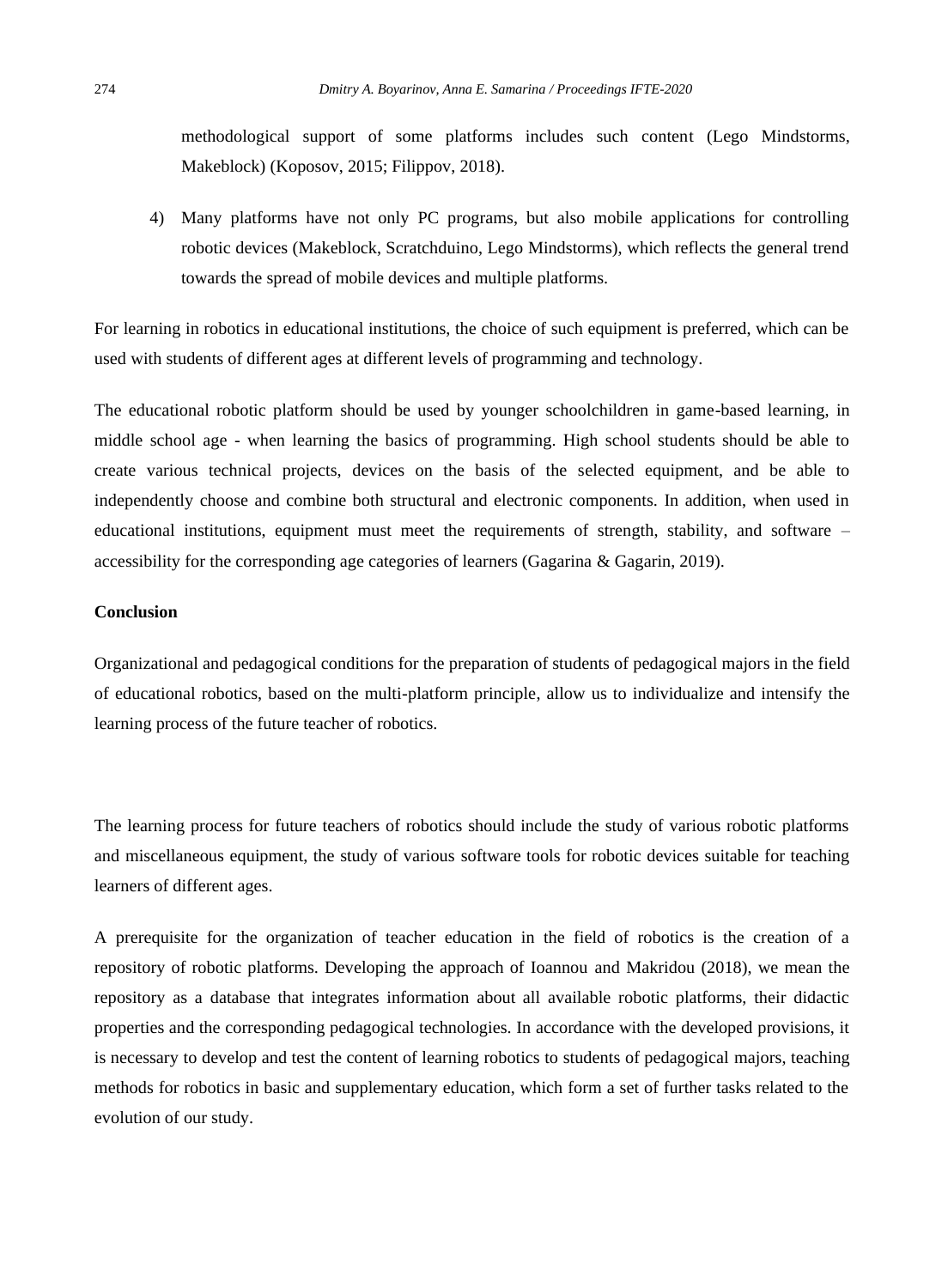methodological support of some platforms includes such content (Lego Mindstorms, Makeblock) (Koposov, 2015; Filippov, 2018).

4) Many platforms have not only PC programs, but also mobile applications for controlling robotic devices (Makeblock, Scratchduino, Lego Mindstorms), which reflects the general trend towards the spread of mobile devices and multiple platforms.

For learning in robotics in educational institutions, the choice of such equipment is preferred, which can be used with students of different ages at different levels of programming and technology.

The educational robotic platform should be used by younger schoolchildren in game-based learning, in middle school age - when learning the basics of programming. High school students should be able to create various technical projects, devices on the basis of the selected equipment, and be able to independently choose and combine both structural and electronic components. In addition, when used in educational institutions, equipment must meet the requirements of strength, stability, and software – accessibility for the corresponding age categories of learners (Gagarina & Gagarin, 2019).

**Conclusion**

Organizational and pedagogical conditions for the preparation of students of pedagogical majors in the field of educational robotics, based on the multi-platform principle, allow us to individualize and intensify the learning process of the future teacher of robotics.

The learning process for future teachers of robotics should include the study of various robotic platforms and miscellaneous equipment, the study of various software tools for robotic devices suitable for teaching learners of different ages.

A prerequisite for the organization of teacher education in the field of robotics is the creation of a repository of robotic platforms. Developing the approach of Ioannou and Makridou (2018), we mean the repository as a database that integrates information about all available robotic platforms, their didactic properties and the corresponding pedagogical technologies. In accordance with the developed provisions, it is necessary to develop and test the content of learning robotics to students of pedagogical majors, teaching methods for robotics in basic and supplementary education, which form a set of further tasks related to the evolution of our study.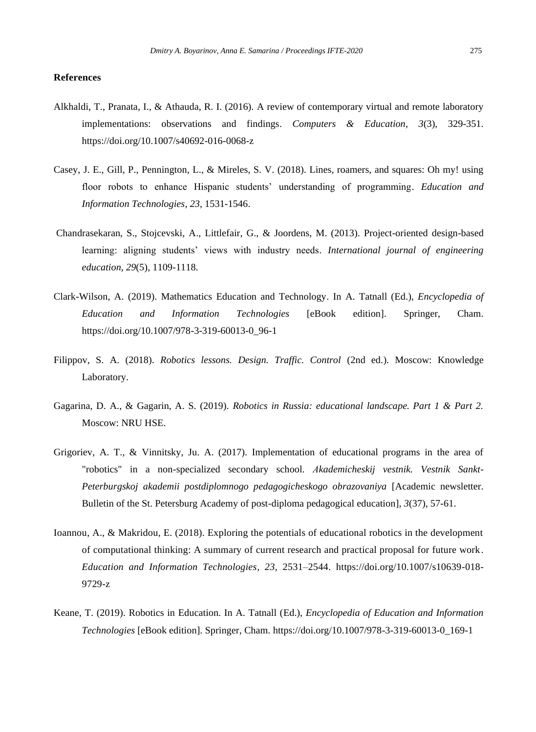## References

Alkhaldi, T., Pranata, I., & Athauda, R. I. (2016). A review of contemporary virtual and remote laboratory implementations: observations and findings. *Computers & Education, 3*(3), 329-351. https://doi.org/10.1007/s40692-016-0068-z

Casey, J. E., Gill, P., Pennington, L., & Mireles, S. V. (2018). Lines, roamers, and squares: Oh my! using floor robots to enhance Hispanic students' understanding of programming. *Education and Information Technologies, 23*, 1531-1546.

Chandrasekaran, S., Stojcevski, A., Littlefair, G., & Joordens, M. (2013). Project-oriented design-based learning: aligning students' views with industry needs. *International journal of engineering education*, *29*(5), 1109-1118.

Clark-Wilson, A. (2019). Mathematics Education and Technology. In A. Tatnall (Ed.), *Encyclopedia of Education and Information Technologies* [eBook edition]. Springer, Cham. https://doi.org/10.1007/978-3-319-60013-0_96-1

Filippov, S. A. (2018). *Robotics lessons. Design. Traffic. Control* (2nd ed.). Moscow: Knowledge Laboratory.

Gagarina, D. A., & Gagarin, A. S. (2019). *Robotics in Russia: educational landscape. Part 1 & Part 2.* Moscow: NRU HSE.

Grigoriev, A. T., & Vinnitsky, Ju. A. (2017). Implementation of educational programs in the area of "robotics" in a non-specialized secondary school. *Akademicheskij vestnik. Vestnik Sankt-Peterburgskoj akademii postdiplomnogo pedagogicheskogo obrazovaniya* [Academic newsletter. Bulletin of the St. Petersburg Academy of post-diploma pedagogical education], *3*(37), 57-61.

Ioannou, A., & Makridou, E. (2018). Exploring the potentials of educational robotics in the development of computational thinking: A summary of current research and practical proposal for future work. *Education and Information Technologies, 23*, 2531–2544. https://doi.org/10.1007/s10639-018-9729-z

Keane, T. (2019). Robotics in Education. In A. Tatnall (Ed.), *Encyclopedia of Education and Information Technologies* [eBook edition]. Springer, Cham. https://doi.org/10.1007/978-3-319-60013-0_169-1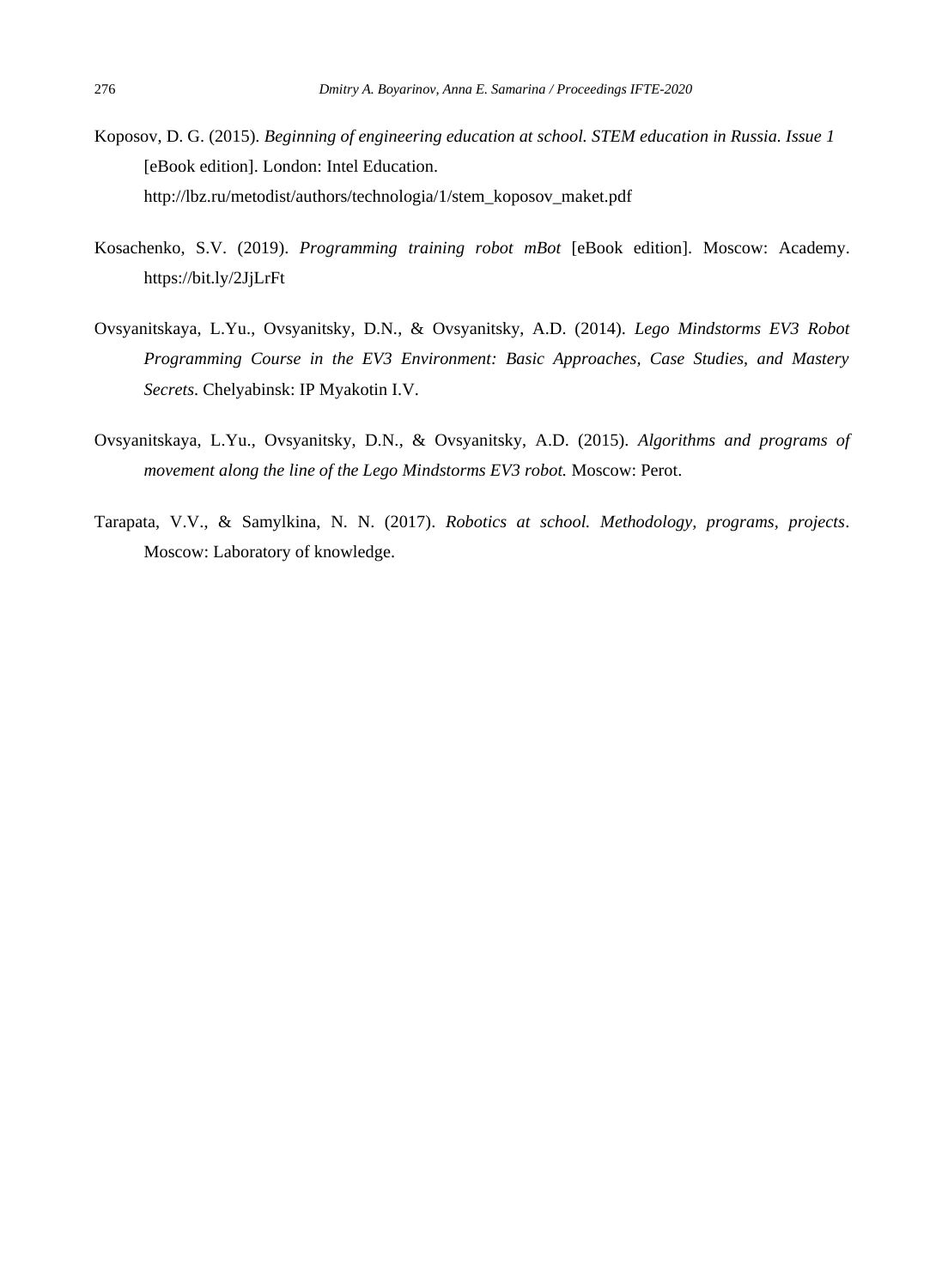Koposov, D. G. (2015). *Beginning of engineering education at school. STEM education in Russia. Issue 1* [eBook edition]. London: Intel Education. http://lbz.ru/metodist/authors/technologia/1/stem_koposov_maket.pdf

Kosachenko, S.V. (2019). *Programming training robot mBot* [eBook edition]. Moscow: Academy. https://bit.ly/2JjLrFt

Ovsyanitskaya, L.Yu., Ovsyanitsky, D.N., & Ovsyanitsky, A.D. (2014). *Lego Mindstorms EV3 Robot Programming Course in the EV3 Environment: Basic Approaches, Case Studies, and Mastery Secrets*. Chelyabinsk: IP Myakotin I.V.

Ovsyanitskaya, L.Yu., Ovsyanitsky, D.N., & Ovsyanitsky, A.D. (2015). *Algorithms and programs of movement along the line of the Lego Mindstorms EV3 robot.* Moscow: Perot.

Tarapata, V.V., & Samylkina, N. N. (2017). *Robotics at school. Methodology, programs, projects*. Moscow: Laboratory of knowledge.